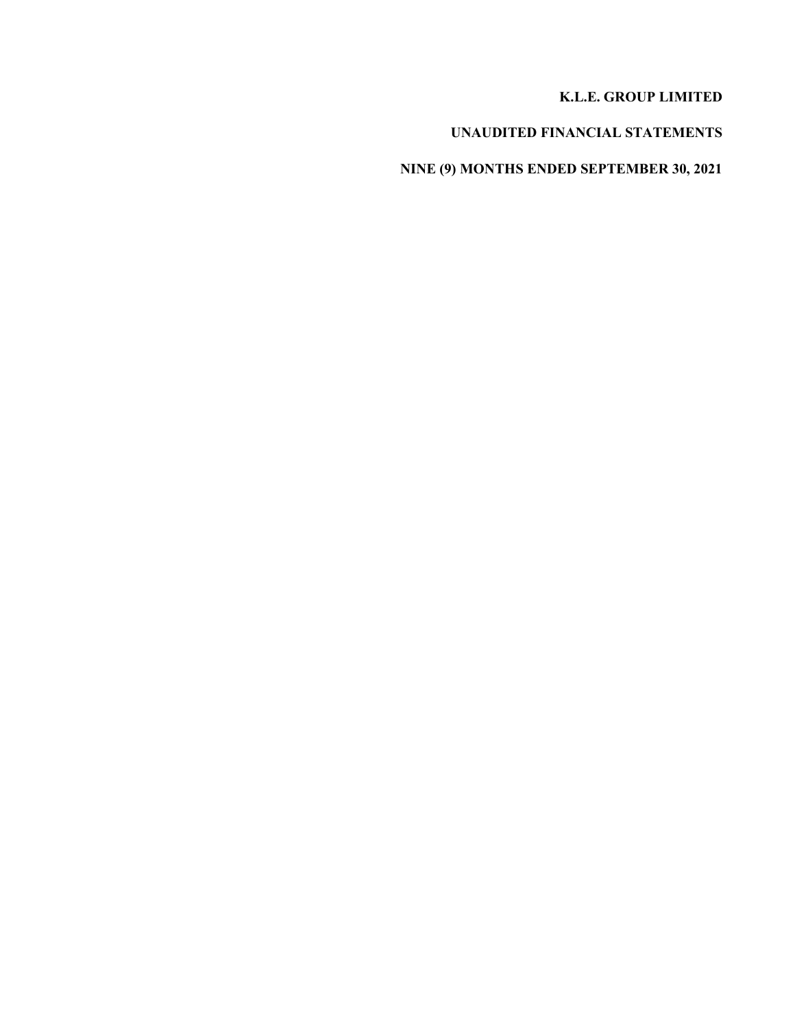# K.L.E. GROUP LIMITED

## UNAUDITED FINANCIAL STATEMENTS

## NINE (9) MONTHS ENDED SEPTEMBER 30, 2021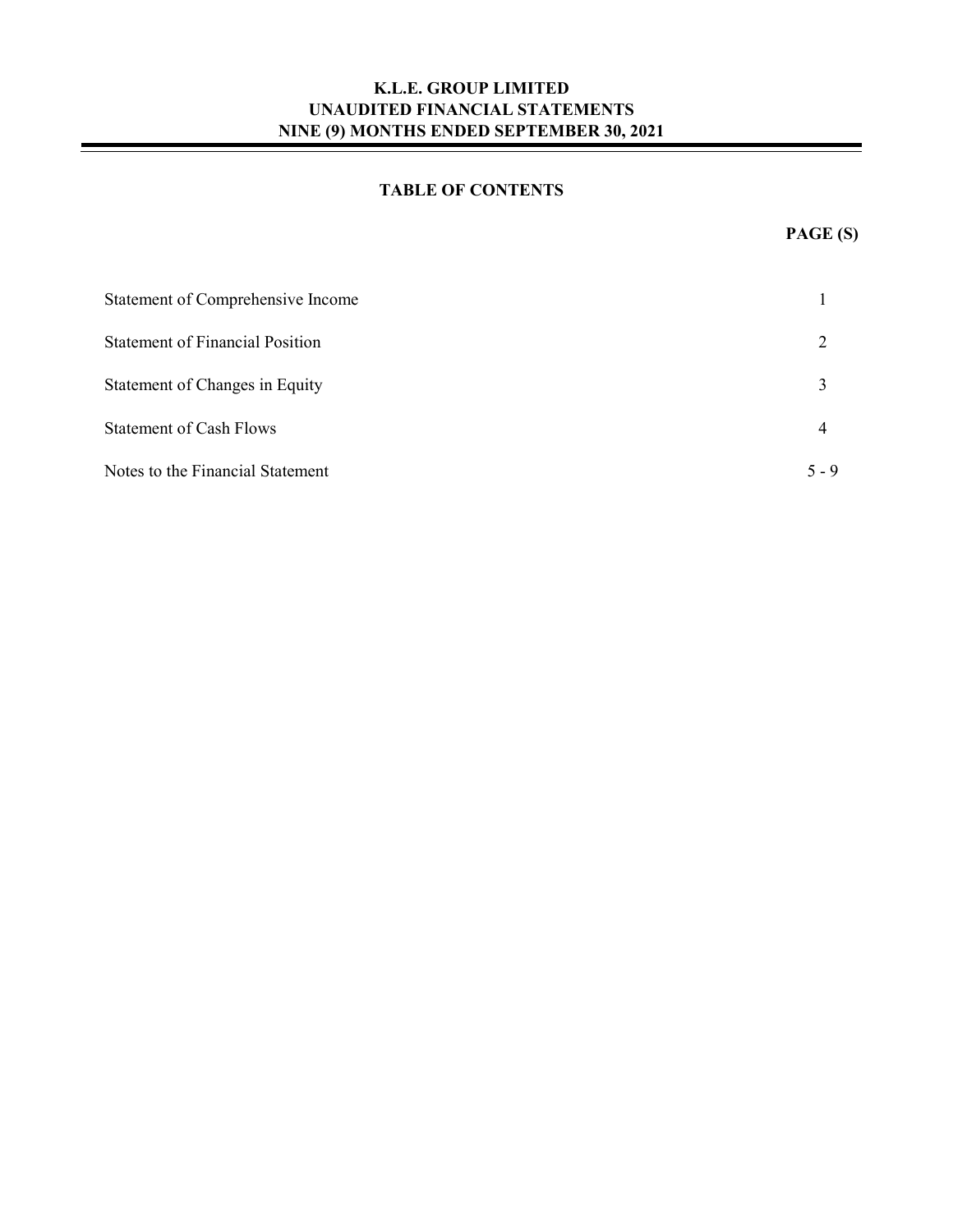# K.L.E. GROUP LIMITED
## UNAUDITED FINANCIAL STATEMENTS
## NINE (9) MONTHS ENDED SEPTEMBER 30, 2021

### TABLE OF CONTENTS

| | PAGE (S) |
|---|---|
| Statement of Comprehensive Income | 1 |
| Statement of Financial Position | 2 |
| Statement of Changes in Equity | 3 |
| Statement of Cash Flows | 4 |
| Notes to the Financial Statement | 5 - 9 |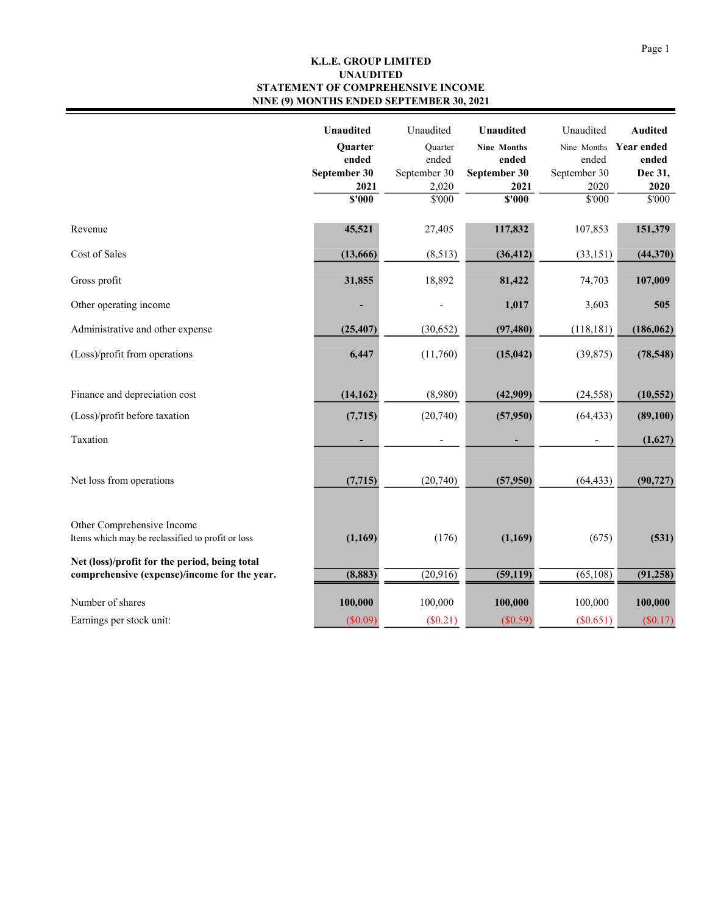**K.L.E. GROUP LIMITED**
**UNAUDITED**
**STATEMENT OF COMPREHENSIVE INCOME**
**NINE (9) MONTHS ENDED SEPTEMBER 30, 2021**

| | **Unaudited Quarter ended September 30 2021 $'000** | Unaudited Quarter ended September 30 2,020 $'000 | **Unaudited Nine Months ended September 30 2021 $'000** | Unaudited Nine Months ended September 30 2020 $'000 | **Audited Year ended ended Dec 31, 2020 $'000** |
|---|---|---|---|---|---|
| Revenue | **45,521** | 27,405 | **117,832** | 107,853 | **151,379** |
| Cost of Sales | **(13,666)** | (8,513) | **(36,412)** | (33,151) | **(44,370)** |
| Gross profit | **31,855** | 18,892 | **81,422** | 74,703 | **107,009** |
| Other operating income | **-** | - | **1,017** | 3,603 | **505** |
| Administrative and other expense | **(25,407)** | (30,652) | **(97,480)** | (118,181) | **(186,062)** |
| (Loss)/profit from operations | **6,447** | (11,760) | **(15,042)** | (39,875) | **(78,548)** |
| Finance and depreciation cost | **(14,162)** | (8,980) | **(42,909)** | (24,558) | **(10,552)** |
| (Loss)/profit before taxation | **(7,715)** | (20,740) | **(57,950)** | (64,433) | **(89,100)** |
| Taxation | **-** | - | **-** | - | **(1,627)** |
| Net loss from operations | **(7,715)** | (20,740) | **(57,950)** | (64,433) | **(90,727)** |
| Other Comprehensive Income<br>Items which may be reclassified to profit or loss | **(1,169)** | (176) | **(1,169)** | (675) | **(531)** |
| **Net (loss)/profit for the period, being total comprehensive (expense)/income for the year.** | **(8,883)** | (20,916) | **(59,119)** | (65,108) | **(91,258)** |
| Number of shares | **100,000** | 100,000 | **100,000** | 100,000 | **100,000** |
| Earnings per stock unit: | ($0.09) | ($0.21) | ($0.59) | ($0.651) | ($0.17) |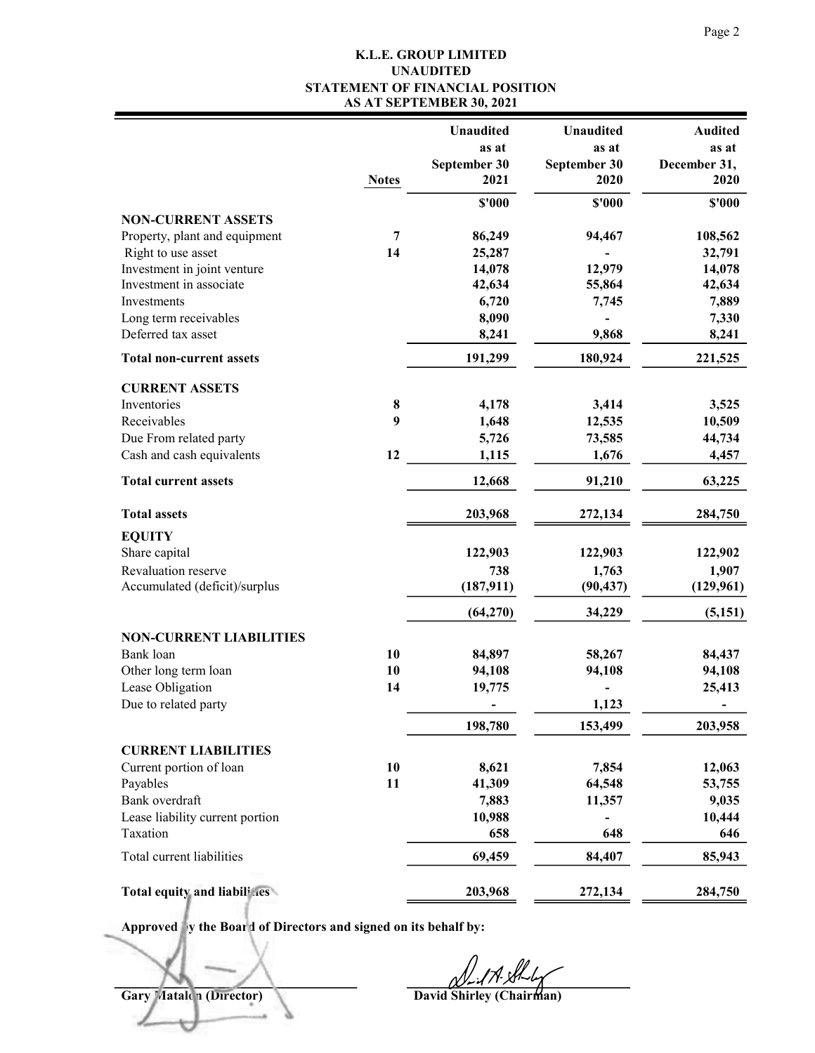# K.L.E. GROUP LIMITED

## UNAUDITED

## STATEMENT OF FINANCIAL POSITION

## AS AT SEPTEMBER 30, 2021

| | Notes | Unaudited as at September 30 2021 | Unaudited as at September 30 2020 | Audited as at December 31, 2020 |
|---|---|---|---|---|
| | | **$'000** | **$'000** | **$'000** |
| **NON-CURRENT ASSETS** | | | | |
| Property, plant and equipment | **7** | **86,249** | **94,467** | **108,562** |
| Right to use asset | **14** | **25,287** | **-** | **32,791** |
| Investment in joint venture | | **14,078** | **12,979** | **14,078** |
| Investment in associate | | **42,634** | **55,864** | **42,634** |
| Investments | | **6,720** | **7,745** | **7,889** |
| Long term receivables | | **8,090** | **-** | **7,330** |
| Deferred tax asset | | **8,241** | **9,868** | **8,241** |
| **Total non-current assets** | | **191,299** | **180,924** | **221,525** |
| **CURRENT ASSETS** | | | | |
| Inventories | **8** | **4,178** | **3,414** | **3,525** |
| Receivables | **9** | **1,648** | **12,535** | **10,509** |
| Due From related party | | **5,726** | **73,585** | **44,734** |
| Cash and cash equivalents | **12** | **1,115** | **1,676** | **4,457** |
| **Total current assets** | | **12,668** | **91,210** | **63,225** |
| **Total assets** | | **203,968** | **272,134** | **284,750** |
| **EQUITY** | | | | |
| Share capital | | **122,903** | **122,903** | **122,902** |
| Revaluation reserve | | **738** | **1,763** | **1,907** |
| Accumulated (deficit)/surplus | | **(187,911)** | **(90,437)** | **(129,961)** |
| | | **(64,270)** | **34,229** | **(5,151)** |
| **NON-CURRENT LIABILITIES** | | | | |
| Bank loan | **10** | **84,897** | **58,267** | **84,437** |
| Other long term loan | **10** | **94,108** | **94,108** | **94,108** |
| Lease Obligation | **14** | **19,775** | **-** | **25,413** |
| Due to related party | | **-** | **1,123** | **-** |
| | | **198,780** | **153,499** | **203,958** |
| **CURRENT LIABILITIES** | | | | |
| Current portion of loan | **10** | **8,621** | **7,854** | **12,063** |
| Payables | **11** | **41,309** | **64,548** | **53,755** |
| Bank overdraft | | **7,883** | **11,357** | **9,035** |
| Lease liability current portion | | **10,988** | **-** | **10,444** |
| Taxation | | **658** | **648** | **646** |
| Total current liabilities | | **69,459** | **84,407** | **85,943** |
| **Total equity and liabilities** | | **203,968** | **272,134** | **284,750** |

**Approved by the Board of Directors and signed on its behalf by:**

**Gary Matalon (Director)** **David Shirley (Chairman)**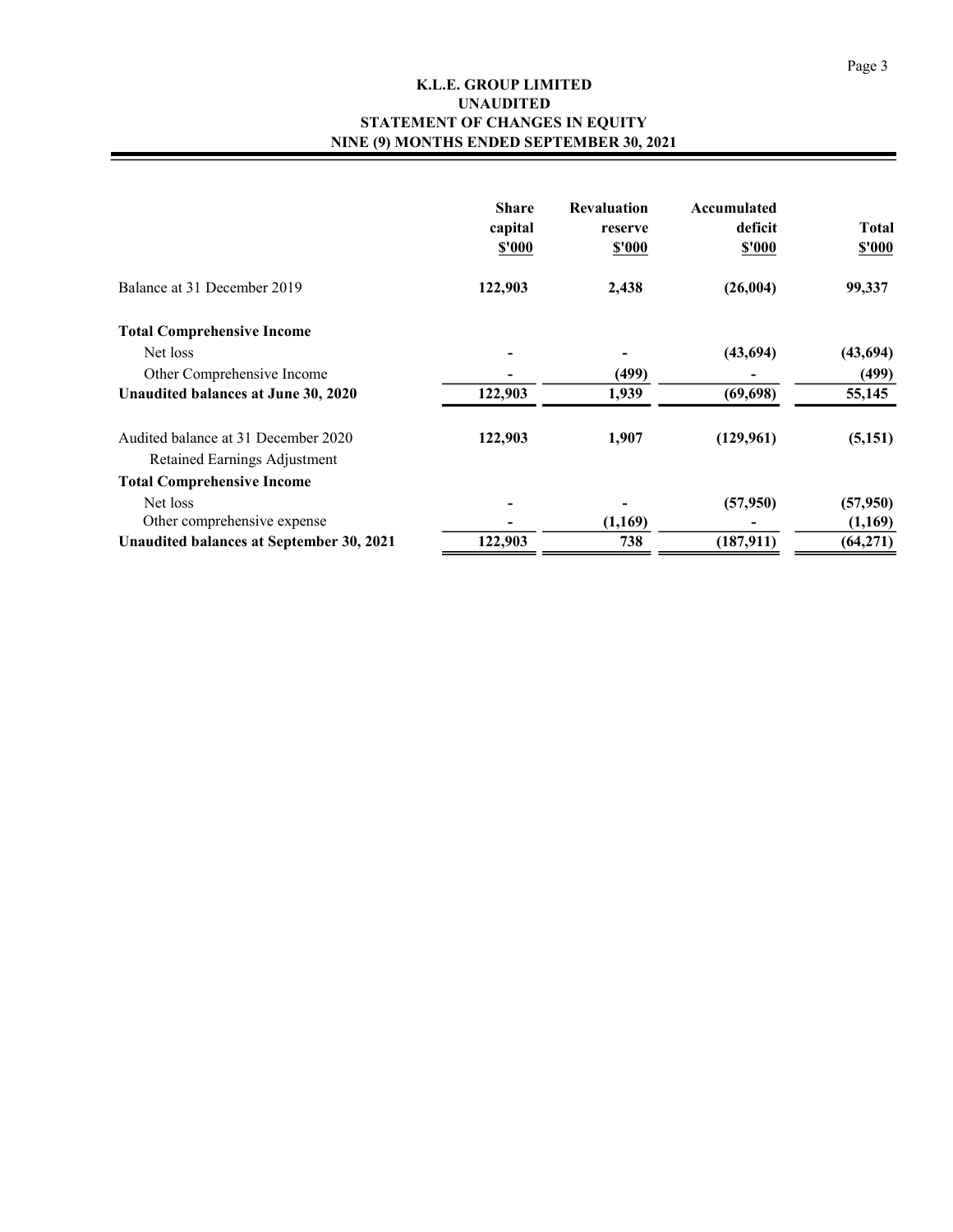**K.L.E. GROUP LIMITED**
**UNAUDITED**
**STATEMENT OF CHANGES IN EQUITY**
**NINE (9) MONTHS ENDED SEPTEMBER 30, 2021**

| | Share capital $'000 | Revaluation reserve $'000 | Accumulated deficit $'000 | Total $'000 |
|---|---|---|---|---|
| Balance at 31 December 2019 | **122,903** | **2,438** | **(26,004)** | **99,337** |
| **Total Comprehensive Income** | | | | |
| Net loss | - | - | (43,694) | (43,694) |
| Other Comprehensive Income | - | (499) | - | (499) |
| **Unaudited balances at June 30, 2020** | **122,903** | **1,939** | **(69,698)** | **55,145** |
| Audited balance at 31 December 2020 | **122,903** | **1,907** | **(129,961)** | **(5,151)** |
| Retained Earnings Adjustment | | | | |
| **Total Comprehensive Income** | | | | |
| Net loss | - | - | (57,950) | (57,950) |
| Other comprehensive expense | - | (1,169) | - | (1,169) |
| **Unaudited balances at September 30, 2021** | **122,903** | **738** | **(187,911)** | **(64,271)** |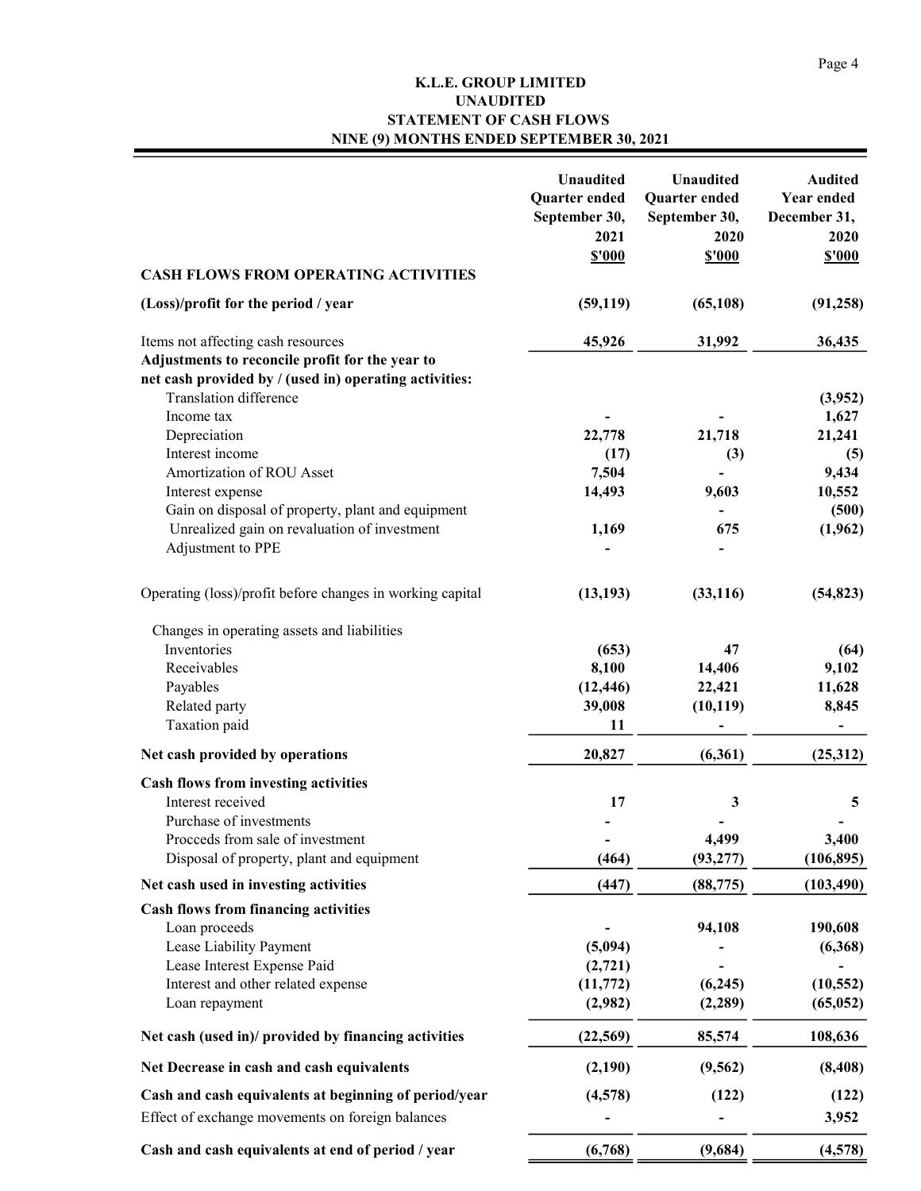# K.L.E. GROUP LIMITED
## UNAUDITED
## STATEMENT OF CASH FLOWS
## NINE (9) MONTHS ENDED SEPTEMBER 30, 2021

| | Unaudited Quarter ended September 30, 2021 $'000 | Unaudited Quarter ended September 30, 2020 $'000 | Audited Year ended December 31, 2020 $'000 |
|---|---|---|---|
| **CASH FLOWS FROM OPERATING ACTIVITIES** | | | |
| **(Loss)/profit for the period / year** | **(59,119)** | **(65,108)** | **(91,258)** |
| Items not affecting cash resources | 45,926 | 31,992 | 36,435 |
| **Adjustments to reconcile profit for the year to net cash provided by / (used in) operating activities:** | | | |
| Translation difference | | | (3,952) |
| Income tax | - | - | 1,627 |
| Depreciation | 22,778 | 21,718 | 21,241 |
| Interest income | (17) | (3) | (5) |
| Amortization of ROU Asset | 7,504 | - | 9,434 |
| Interest expense | 14,493 | 9,603 | 10,552 |
| Gain on disposal of property, plant and equipment | | - | (500) |
| Unrealized gain on revaluation of investment | 1,169 | 675 | (1,962) |
| Adjustment to PPE | - | - | |
| Operating (loss)/profit before changes in working capital | **(13,193)** | **(33,116)** | **(54,823)** |
| Changes in operating assets and liabilities | | | |
| Inventories | (653) | 47 | (64) |
| Receivables | 8,100 | 14,406 | 9,102 |
| Payables | (12,446) | 22,421 | 11,628 |
| Related party | 39,008 | (10,119) | 8,845 |
| Taxation paid | 11 | - | - |
| **Net cash provided by operations** | **20,827** | **(6,361)** | **(25,312)** |
| **Cash flows from investing activities** | | | |
| Interest received | 17 | 3 | 5 |
| Purchase of investments | - | - | - |
| Procceds from sale of investment | - | 4,499 | 3,400 |
| Disposal of property, plant and equipment | (464) | (93,277) | (106,895) |
| **Net cash used in investing activities** | **(447)** | **(88,775)** | **(103,490)** |
| **Cash flows from financing activities** | | | |
| Loan proceeds | - | 94,108 | 190,608 |
| Lease Liability Payment | (5,094) | - | (6,368) |
| Lease Interest Expense Paid | (2,721) | - | - |
| Interest and other related expense | (11,772) | (6,245) | (10,552) |
| Loan repayment | (2,982) | (2,289) | (65,052) |
| **Net cash (used in)/ provided by financing activities** | **(22,569)** | **85,574** | **108,636** |
| **Net Decrease in cash and cash equivalents** | **(2,190)** | **(9,562)** | **(8,408)** |
| **Cash and cash equivalents at beginning of period/year** | **(4,578)** | **(122)** | **(122)** |
| Effect of exchange movements on foreign balances | - | - | **3,952** |
| **Cash and cash equivalents at end of period / year** | **(6,768)** | **(9,684)** | **(4,578)** |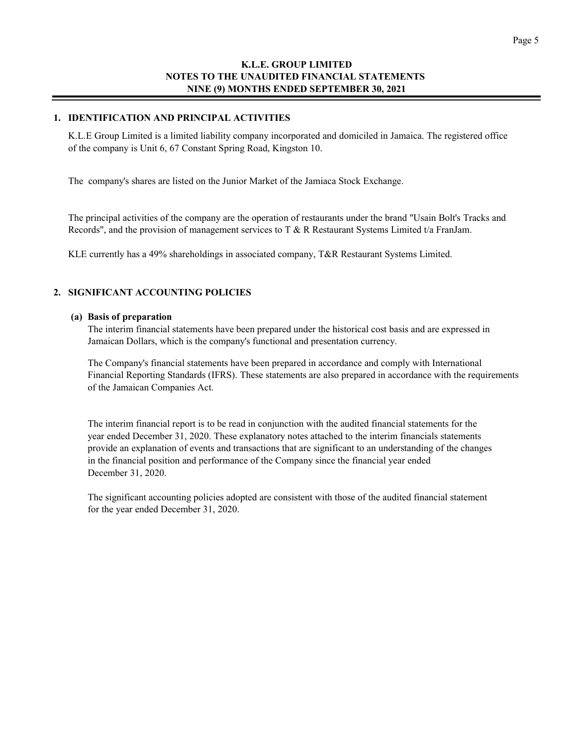# K.L.E. GROUP LIMITED
## NOTES TO THE UNAUDITED FINANCIAL STATEMENTS
## NINE (9) MONTHS ENDED SEPTEMBER 30, 2021

### 1. IDENTIFICATION AND PRINCIPAL ACTIVITIES

K.L.E Group Limited is a limited liability company incorporated and domiciled in Jamaica. The registered office of the company is Unit 6, 67 Constant Spring Road, Kingston 10.

The company's shares are listed on the Junior Market of the Jamiaca Stock Exchange.

The principal activities of the company are the operation of restaurants under the brand "Usain Bolt's Tracks and Records", and the provision of management services to T & R Restaurant Systems Limited t/a FranJam.

KLE currently has a 49% shareholdings in associated company, T&R Restaurant Systems Limited.

### 2. SIGNIFICANT ACCOUNTING POLICIES

**(a) Basis of preparation**

The interim financial statements have been prepared under the historical cost basis and are expressed in Jamaican Dollars, which is the company's functional and presentation currency.

The Company's financial statements have been prepared in accordance and comply with International Financial Reporting Standards (IFRS). These statements are also prepared in accordance with the requirements of the Jamaican Companies Act.

The interim financial report is to be read in conjunction with the audited financial statements for the year ended December 31, 2020. These explanatory notes attached to the interim financials statements provide an explanation of events and transactions that are significant to an understanding of the changes in the financial position and performance of the Company since the financial year ended December 31, 2020.

The significant accounting policies adopted are consistent with those of the audited financial statement for the year ended December 31, 2020.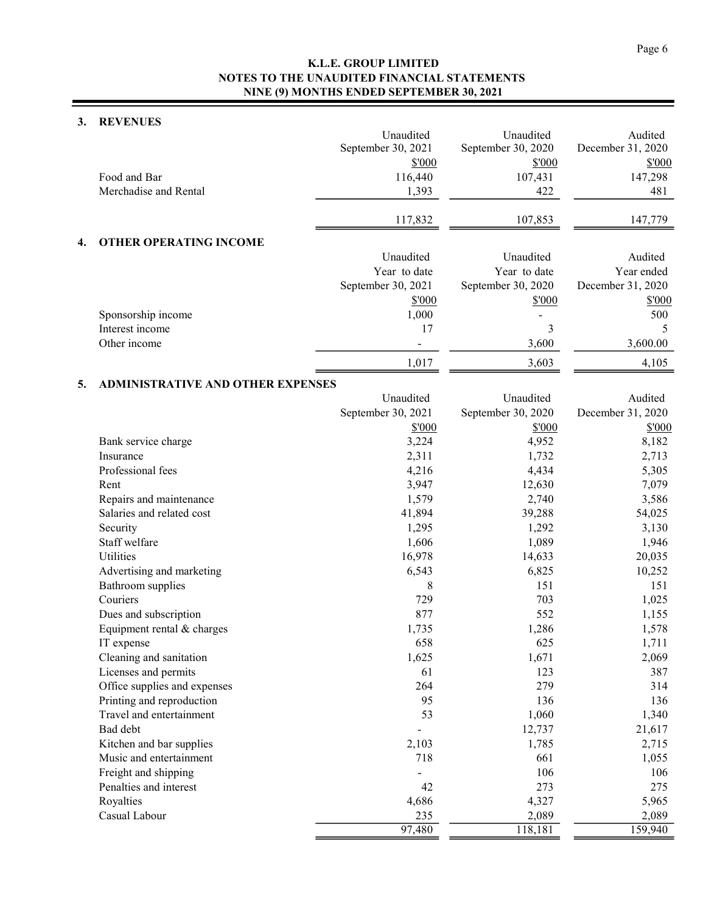# K.L.E. GROUP LIMITED
## NOTES TO THE UNAUDITED FINANCIAL STATEMENTS
## NINE (9) MONTHS ENDED SEPTEMBER 30, 2021

### 3. REVENUES

| | Unaudited September 30, 2021 | Unaudited September 30, 2020 | Audited December 31, 2020 |
|---|---|---|---|
| | $'000 | $'000 | $'000 |
| Food and Bar | 116,440 | 107,431 | 147,298 |
| Merchadise and Rental | 1,393 | 422 | 481 |
| | 117,832 | 107,853 | 147,779 |

### 4. OTHER OPERATING INCOME

| | Unaudited Year to date September 30, 2021 | Unaudited Year to date September 30, 2020 | Audited Year ended December 31, 2020 |
|---|---|---|---|
| | $'000 | $'000 | $'000 |
| Sponsorship income | 1,000 | - | 500 |
| Interest income | 17 | 3 | 5 |
| Other income | - | 3,600 | 3,600.00 |
| | 1,017 | 3,603 | 4,105 |

### 5. ADMINISTRATIVE AND OTHER EXPENSES

| | Unaudited September 30, 2021 | Unaudited September 30, 2020 | Audited December 31, 2020 |
|---|---|---|---|
| | $'000 | $'000 | $'000 |
| Bank service charge | 3,224 | 4,952 | 8,182 |
| Insurance | 2,311 | 1,732 | 2,713 |
| Professional fees | 4,216 | 4,434 | 5,305 |
| Rent | 3,947 | 12,630 | 7,079 |
| Repairs and maintenance | 1,579 | 2,740 | 3,586 |
| Salaries and related cost | 41,894 | 39,288 | 54,025 |
| Security | 1,295 | 1,292 | 3,130 |
| Staff welfare | 1,606 | 1,089 | 1,946 |
| Utilities | 16,978 | 14,633 | 20,035 |
| Advertising and marketing | 6,543 | 6,825 | 10,252 |
| Bathroom supplies | 8 | 151 | 151 |
| Couriers | 729 | 703 | 1,025 |
| Dues and subscription | 877 | 552 | 1,155 |
| Equipment rental & charges | 1,735 | 1,286 | 1,578 |
| IT expense | 658 | 625 | 1,711 |
| Cleaning and sanitation | 1,625 | 1,671 | 2,069 |
| Licenses and permits | 61 | 123 | 387 |
| Office supplies and expenses | 264 | 279 | 314 |
| Printing and reproduction | 95 | 136 | 136 |
| Travel and entertainment | 53 | 1,060 | 1,340 |
| Bad debt | - | 12,737 | 21,617 |
| Kitchen and bar supplies | 2,103 | 1,785 | 2,715 |
| Music and entertainment | 718 | 661 | 1,055 |
| Freight and shipping | - | 106 | 106 |
| Penalties and interest | 42 | 273 | 275 |
| Royalties | 4,686 | 4,327 | 5,965 |
| Casual Labour | 235 | 2,089 | 2,089 |
| | 97,480 | 118,181 | 159,940 |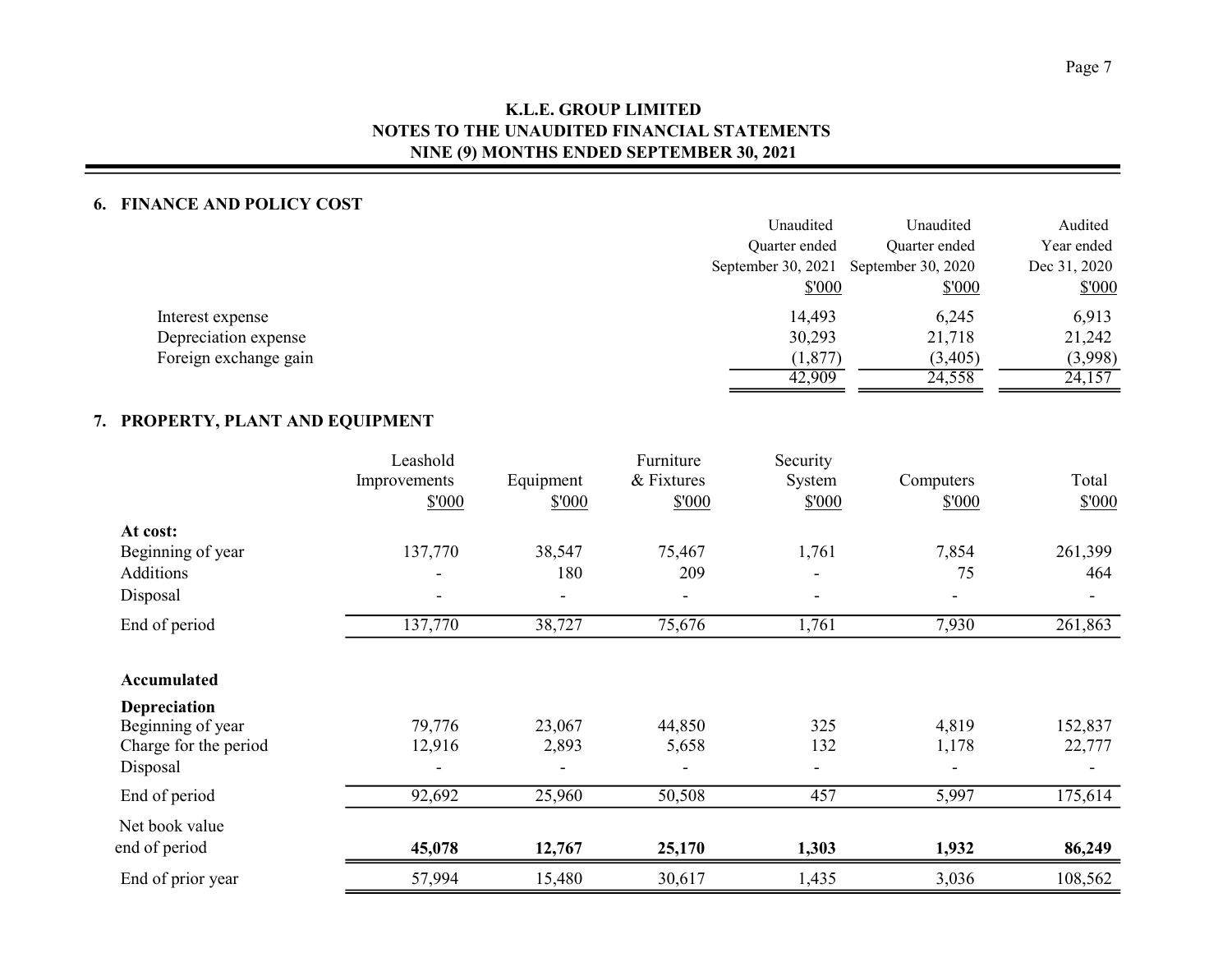**K.L.E. GROUP LIMITED**
**NOTES TO THE UNAUDITED FINANCIAL STATEMENTS**
**NINE (9) MONTHS ENDED SEPTEMBER 30, 2021**

## 6. FINANCE AND POLICY COST

| | Unaudited Quarter ended September 30, 2021 $'000 | Unaudited Quarter ended September 30, 2020 $'000 | Audited Year ended Dec 31, 2020 $'000 |
|---|---|---|---|
| Interest expense | 14,493 | 6,245 | 6,913 |
| Depreciation expense | 30,293 | 21,718 | 21,242 |
| Foreign exchange gain | (1,877) | (3,405) | (3,998) |
| | 42,909 | 24,558 | 24,157 |

## 7. PROPERTY, PLANT AND EQUIPMENT

| | Leashold Improvements $'000 | Equipment $'000 | Furniture & Fixtures $'000 | Security System $'000 | Computers $'000 | Total $'000 |
|---|---|---|---|---|---|---|
| **At cost:** | | | | | | |
| Beginning of year | 137,770 | 38,547 | 75,467 | 1,761 | 7,854 | 261,399 |
| Additions | - | 180 | 209 | - | 75 | 464 |
| Disposal | - | - | - | - | - | - |
| End of period | 137,770 | 38,727 | 75,676 | 1,761 | 7,930 | 261,863 |
| **Accumulated Depreciation** | | | | | | |
| Beginning of year | 79,776 | 23,067 | 44,850 | 325 | 4,819 | 152,837 |
| Charge for the period | 12,916 | 2,893 | 5,658 | 132 | 1,178 | 22,777 |
| Disposal | - | - | - | - | - | - |
| End of period | 92,692 | 25,960 | 50,508 | 457 | 5,997 | 175,614 |
| Net book value end of period | **45,078** | **12,767** | **25,170** | **1,303** | **1,932** | **86,249** |
| End of prior year | 57,994 | 15,480 | 30,617 | 1,435 | 3,036 | 108,562 |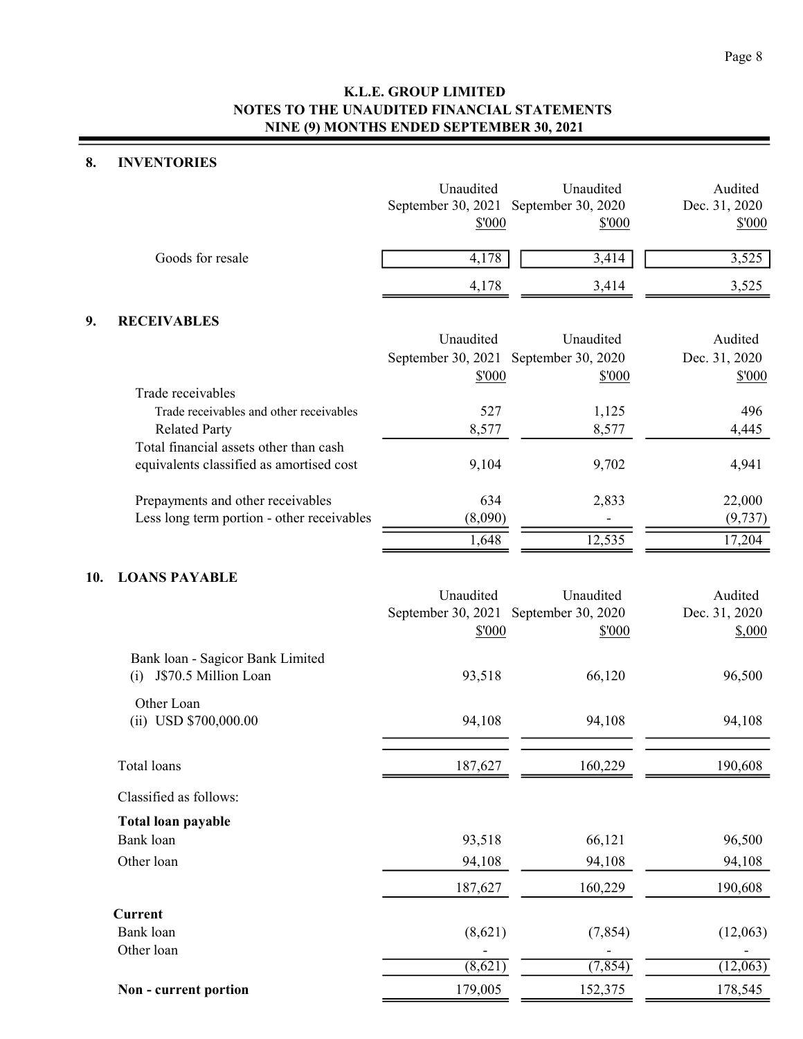# K.L.E. GROUP LIMITED
## NOTES TO THE UNAUDITED FINANCIAL STATEMENTS
## NINE (9) MONTHS ENDED SEPTEMBER 30, 2021

### 8. INVENTORIES

| | Unaudited September 30, 2021 $'000 | Unaudited September 30, 2020 $'000 | Audited Dec. 31, 2020 $'000 |
|---|---|---|---|
| Goods for resale | 4,178 | 3,414 | 3,525 |
| | 4,178 | 3,414 | 3,525 |

### 9. RECEIVABLES

| | Unaudited September 30, 2021 $'000 | Unaudited September 30, 2020 $'000 | Audited Dec. 31, 2020 $'000 |
|---|---|---|---|
| Trade receivables | | | |
| Trade receivables and other receivables | 527 | 1,125 | 496 |
| Related Party | 8,577 | 8,577 | 4,445 |
| Total financial assets other than cash equivalents classified as amortised cost | 9,104 | 9,702 | 4,941 |
| Prepayments and other receivables | 634 | 2,833 | 22,000 |
| Less long term portion - other receivables | (8,090) | - | (9,737) |
| | 1,648 | 12,535 | 17,204 |

### 10. LOANS PAYABLE

| | Unaudited September 30, 2021 $'000 | Unaudited September 30, 2020 $'000 | Audited Dec. 31, 2020 $,000 |
|---|---|---|---|
| Bank loan - Sagicor Bank Limited | | | |
| (i) J$70.5 Million Loan | 93,518 | 66,120 | 96,500 |
| Other Loan | | | |
| (ii) USD $700,000.00 | 94,108 | 94,108 | 94,108 |
| Total loans | 187,627 | 160,229 | 190,608 |
| Classified as follows: | | | |
| **Total loan payable** | | | |
| Bank loan | 93,518 | 66,121 | 96,500 |
| Other loan | 94,108 | 94,108 | 94,108 |
| | 187,627 | 160,229 | 190,608 |
| **Current** | | | |
| Bank loan | (8,621) | (7,854) | (12,063) |
| Other loan | - | - | - |
| | (8,621) | (7,854) | (12,063) |
| **Non - current portion** | 179,005 | 152,375 | 178,545 |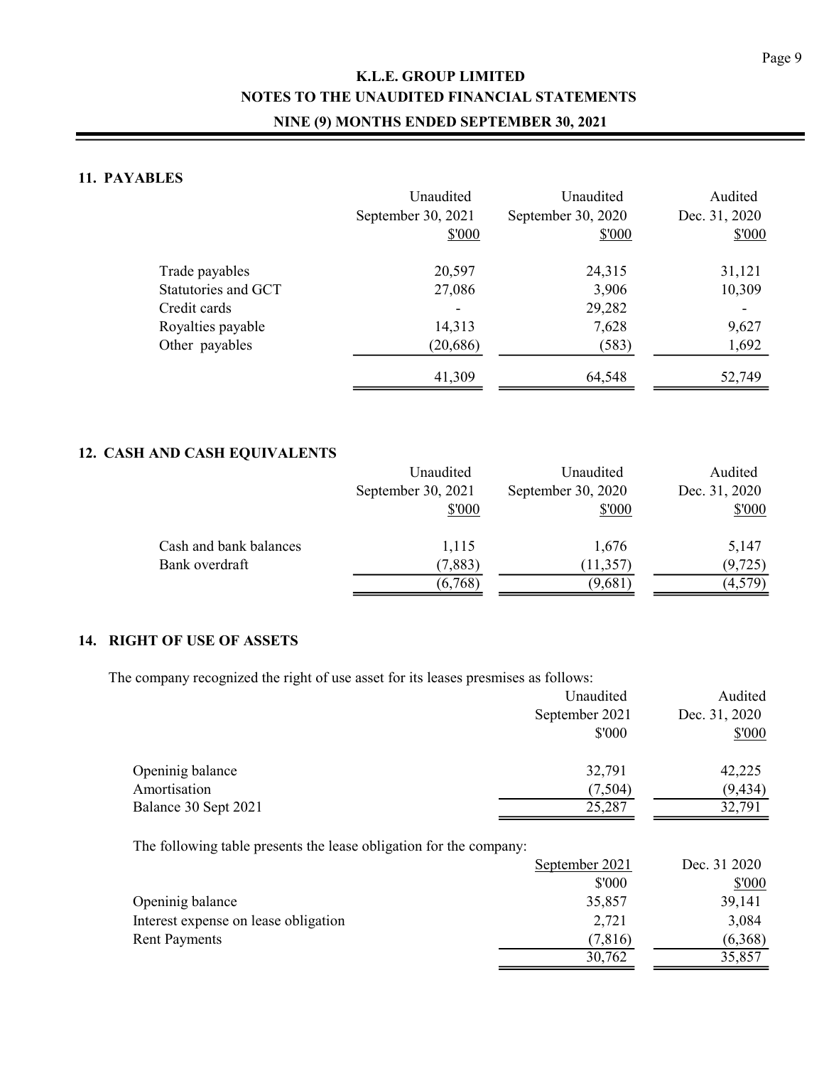# K.L.E. GROUP LIMITED

## NOTES TO THE UNAUDITED FINANCIAL STATEMENTS

## NINE (9) MONTHS ENDED SEPTEMBER 30, 2021

### 11. PAYABLES

| | Unaudited September 30, 2021 $'000 | Unaudited September 30, 2020 $'000 | Audited Dec. 31, 2020 $'000 |
|---|---|---|---|
| Trade payables | 20,597 | 24,315 | 31,121 |
| Statutories and GCT | 27,086 | 3,906 | 10,309 |
| Credit cards | - | 29,282 | - |
| Royalties payable | 14,313 | 7,628 | 9,627 |
| Other payables | (20,686) | (583) | 1,692 |
| | 41,309 | 64,548 | 52,749 |

### 12. CASH AND CASH EQUIVALENTS

| | Unaudited September 30, 2021 $'000 | Unaudited September 30, 2020 $'000 | Audited Dec. 31, 2020 $'000 |
|---|---|---|---|
| Cash and bank balances | 1,115 | 1,676 | 5,147 |
| Bank overdraft | (7,883) | (11,357) | (9,725) |
| | (6,768) | (9,681) | (4,579) |

### 14. RIGHT OF USE OF ASSETS

The company recognized the right of use asset for its leases presmises as follows:

| | Unaudited September 2021 $'000 | Audited Dec. 31, 2020 $'000 |
|---|---|---|
| Openinig balance | 32,791 | 42,225 |
| Amortisation | (7,504) | (9,434) |
| Balance 30 Sept 2021 | 25,287 | 32,791 |

The following table presents the lease obligation for the company:

| | September 2021 $'000 | Dec. 31 2020 $'000 |
|---|---|---|
| Openinig balance | 35,857 | 39,141 |
| Interest expense on lease obligation | 2,721 | 3,084 |
| Rent Payments | (7,816) | (6,368) |
| | 30,762 | 35,857 |